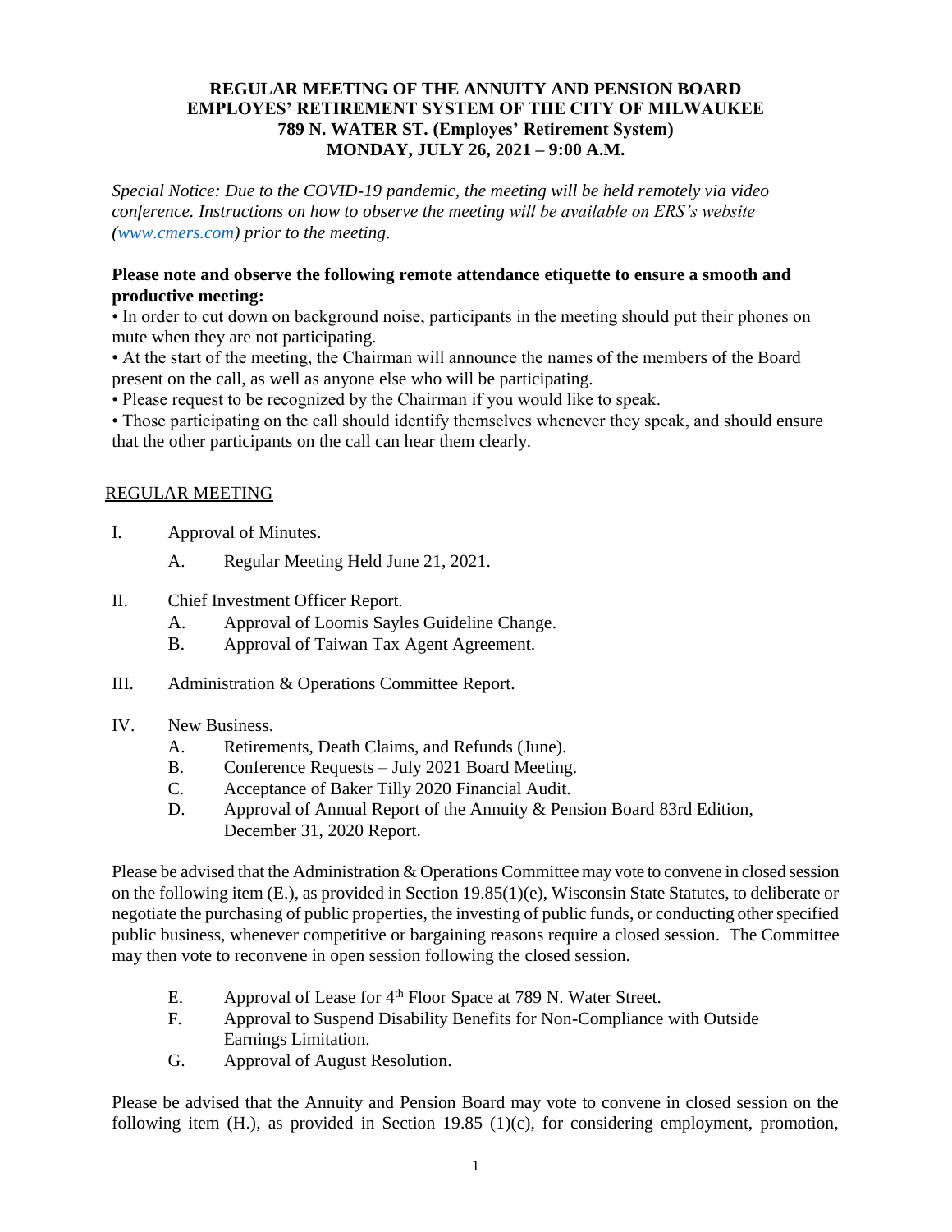**REGULAR MEETING OF THE ANNUITY AND PENSION BOARD**
**EMPLOYES' RETIREMENT SYSTEM OF THE CITY OF MILWAUKEE**
**789 N. WATER ST. (Employes' Retirement System)**
**MONDAY, JULY 26, 2021 – 9:00 A.M.**

*Special Notice: Due to the COVID-19 pandemic, the meeting will be held remotely via video conference. Instructions on how to observe the meeting will be available on ERS's website ([www.cmers.com](http://www.cmers.com)) prior to the meeting.*

**Please note and observe the following remote attendance etiquette to ensure a smooth and productive meeting:**

- In order to cut down on background noise, participants in the meeting should put their phones on mute when they are not participating.
- At the start of the meeting, the Chairman will announce the names of the members of the Board present on the call, as well as anyone else who will be participating.
- Please request to be recognized by the Chairman if you would like to speak.
- Those participating on the call should identify themselves whenever they speak, and should ensure that the other participants on the call can hear them clearly.

## REGULAR MEETING

I. Approval of Minutes.

  A. Regular Meeting Held June 21, 2021.

II. Chief Investment Officer Report.

  A. Approval of Loomis Sayles Guideline Change.

  B. Approval of Taiwan Tax Agent Agreement.

III. Administration & Operations Committee Report.

IV. New Business.

  A. Retirements, Death Claims, and Refunds (June).

  B. Conference Requests – July 2021 Board Meeting.

  C. Acceptance of Baker Tilly 2020 Financial Audit.

  D. Approval of Annual Report of the Annuity & Pension Board 83rd Edition, December 31, 2020 Report.

Please be advised that the Administration & Operations Committee may vote to convene in closed session on the following item (E.), as provided in Section 19.85(1)(e), Wisconsin State Statutes, to deliberate or negotiate the purchasing of public properties, the investing of public funds, or conducting other specified public business, whenever competitive or bargaining reasons require a closed session. The Committee may then vote to reconvene in open session following the closed session.

  E. Approval of Lease for 4th Floor Space at 789 N. Water Street.

  F. Approval to Suspend Disability Benefits for Non-Compliance with Outside Earnings Limitation.

  G. Approval of August Resolution.

Please be advised that the Annuity and Pension Board may vote to convene in closed session on the following item (H.), as provided in Section 19.85 (1)(c), for considering employment, promotion,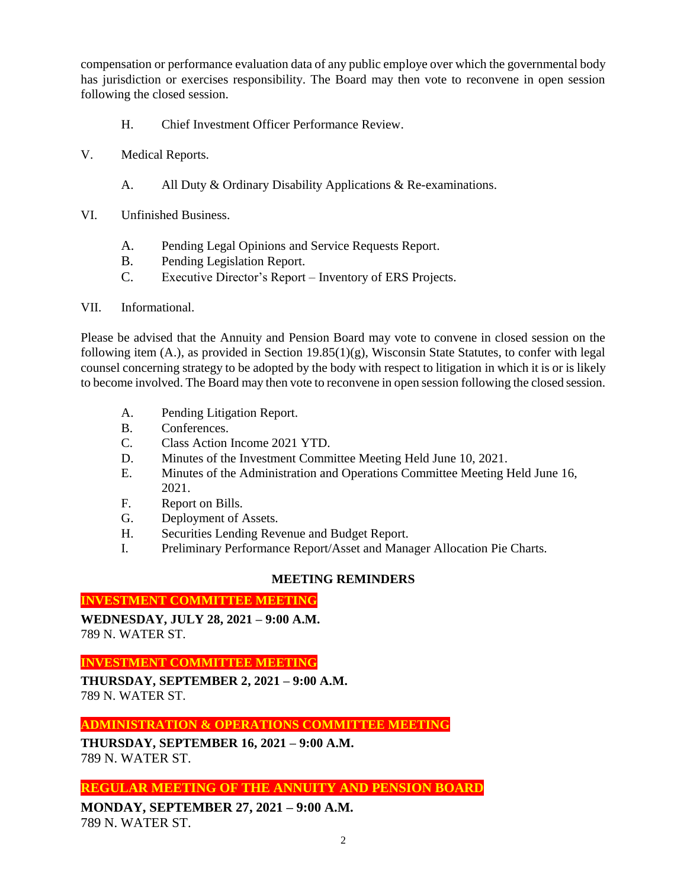compensation or performance evaluation data of any public employe over which the governmental body has jurisdiction or exercises responsibility. The Board may then vote to reconvene in open session following the closed session.

H. Chief Investment Officer Performance Review.

V. Medical Reports.

A. All Duty & Ordinary Disability Applications & Re-examinations.

VI. Unfinished Business.

A. Pending Legal Opinions and Service Requests Report.
B. Pending Legislation Report.
C. Executive Director's Report – Inventory of ERS Projects.

VII. Informational.

Please be advised that the Annuity and Pension Board may vote to convene in closed session on the following item (A.), as provided in Section 19.85(1)(g), Wisconsin State Statutes, to confer with legal counsel concerning strategy to be adopted by the body with respect to litigation in which it is or is likely to become involved. The Board may then vote to reconvene in open session following the closed session.

A. Pending Litigation Report.
B. Conferences.
C. Class Action Income 2021 YTD.
D. Minutes of the Investment Committee Meeting Held June 10, 2021.
E. Minutes of the Administration and Operations Committee Meeting Held June 16, 2021.
F. Report on Bills.
G. Deployment of Assets.
H. Securities Lending Revenue and Budget Report.
I. Preliminary Performance Report/Asset and Manager Allocation Pie Charts.

## MEETING REMINDERS

**INVESTMENT COMMITTEE MEETING**

**WEDNESDAY, JULY 28, 2021 – 9:00 A.M.**
789 N. WATER ST.

**INVESTMENT COMMITTEE MEETING**

**THURSDAY, SEPTEMBER 2, 2021 – 9:00 A.M.**
789 N. WATER ST.

**ADMINISTRATION & OPERATIONS COMMITTEE MEETING**

**THURSDAY, SEPTEMBER 16, 2021 – 9:00 A.M.**
789 N. WATER ST.

**REGULAR MEETING OF THE ANNUITY AND PENSION BOARD**

**MONDAY, SEPTEMBER 27, 2021 – 9:00 A.M.**
789 N. WATER ST.